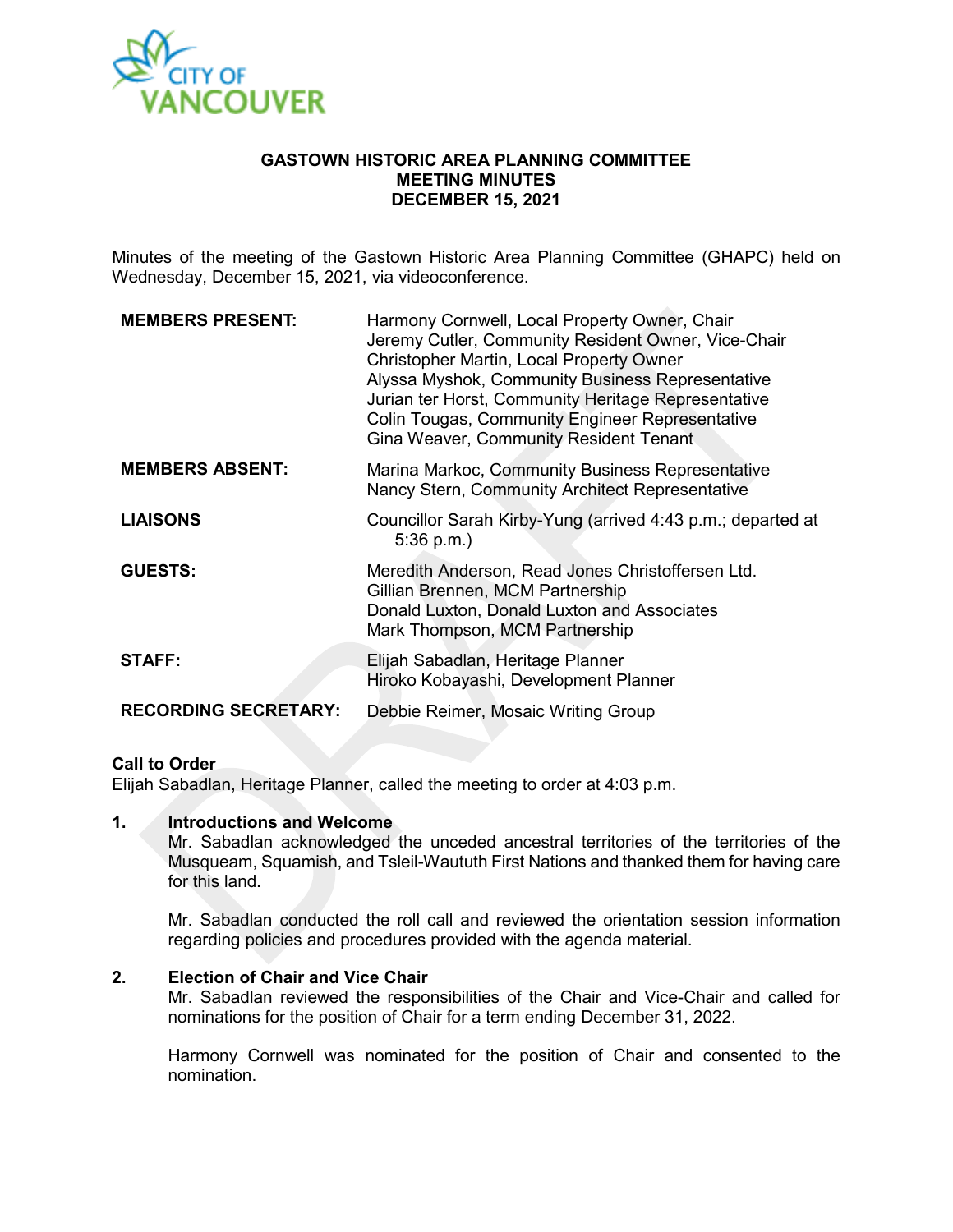# GASTOWN HISTORIC AREA PLANNING COMMITTEE
## MEETING MINUTES
## DECEMBER 15, 2021

Minutes of the meeting of the Gastown Historic Area Planning Committee (GHAPC) held on Wednesday, December 15, 2021, via videoconference.

| | |
|---|---|
| **MEMBERS PRESENT:** | Harmony Cornwell, Local Property Owner, Chair<br>Jeremy Cutler, Community Resident Owner, Vice-Chair<br>Christopher Martin, Local Property Owner<br>Alyssa Myshok, Community Business Representative<br>Jurian ter Horst, Community Heritage Representative<br>Colin Tougas, Community Engineer Representative<br>Gina Weaver, Community Resident Tenant |
| **MEMBERS ABSENT:** | Marina Markoc, Community Business Representative<br>Nancy Stern, Community Architect Representative |
| **LIAISONS** | Councillor Sarah Kirby-Yung (arrived 4:43 p.m.; departed at 5:36 p.m.) |
| **GUESTS:** | Meredith Anderson, Read Jones Christoffersen Ltd.<br>Gillian Brennen, MCM Partnership<br>Donald Luxton, Donald Luxton and Associates<br>Mark Thompson, MCM Partnership |
| **STAFF:** | Elijah Sabadlan, Heritage Planner<br>Hiroko Kobayashi, Development Planner |
| **RECORDING SECRETARY:** | Debbie Reimer, Mosaic Writing Group |

**Call to Order**
Elijah Sabadlan, Heritage Planner, called the meeting to order at 4:03 p.m.

**1. Introductions and Welcome**

Mr. Sabadlan acknowledged the unceded ancestral territories of the territories of the Musqueam, Squamish, and Tsleil-Waututh First Nations and thanked them for having care for this land.

Mr. Sabadlan conducted the roll call and reviewed the orientation session information regarding policies and procedures provided with the agenda material.

**2. Election of Chair and Vice Chair**

Mr. Sabadlan reviewed the responsibilities of the Chair and Vice-Chair and called for nominations for the position of Chair for a term ending December 31, 2022.

Harmony Cornwell was nominated for the position of Chair and consented to the nomination.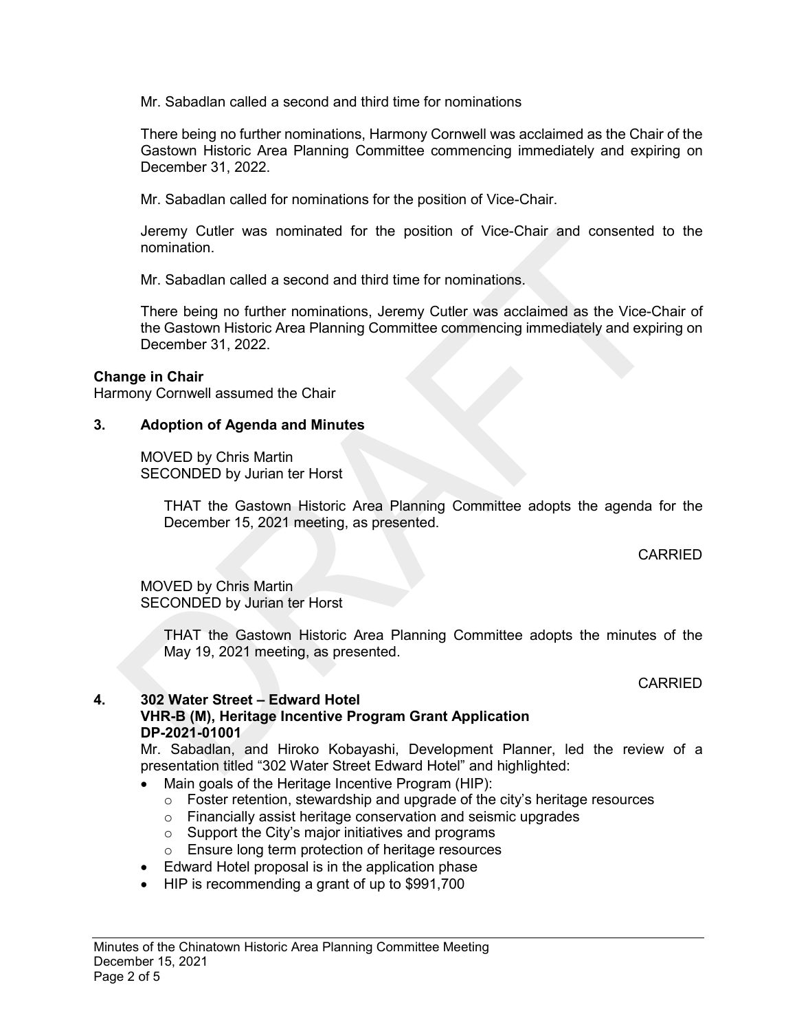Mr. Sabadlan called a second and third time for nominations

There being no further nominations, Harmony Cornwell was acclaimed as the Chair of the Gastown Historic Area Planning Committee commencing immediately and expiring on December 31, 2022.

Mr. Sabadlan called for nominations for the position of Vice-Chair.

Jeremy Cutler was nominated for the position of Vice-Chair and consented to the nomination.

Mr. Sabadlan called a second and third time for nominations.

There being no further nominations, Jeremy Cutler was acclaimed as the Vice-Chair of the Gastown Historic Area Planning Committee commencing immediately and expiring on December 31, 2022.

**Change in Chair**
Harmony Cornwell assumed the Chair

**3. Adoption of Agenda and Minutes**

MOVED by Chris Martin
SECONDED by Jurian ter Horst

> THAT the Gastown Historic Area Planning Committee adopts the agenda for the December 15, 2021 meeting, as presented.

CARRIED

MOVED by Chris Martin
SECONDED by Jurian ter Horst

> THAT the Gastown Historic Area Planning Committee adopts the minutes of the May 19, 2021 meeting, as presented.

CARRIED

**4. 302 Water Street – Edward Hotel**
**VHR-B (M), Heritage Incentive Program Grant Application**
**DP-2021-01001**

Mr. Sabadlan, and Hiroko Kobayashi, Development Planner, led the review of a presentation titled "302 Water Street Edward Hotel" and highlighted:

- Main goals of the Heritage Incentive Program (HIP):
  - Foster retention, stewardship and upgrade of the city's heritage resources
  - Financially assist heritage conservation and seismic upgrades
  - Support the City's major initiatives and programs
  - Ensure long term protection of heritage resources
- Edward Hotel proposal is in the application phase
- HIP is recommending a grant of up to $991,700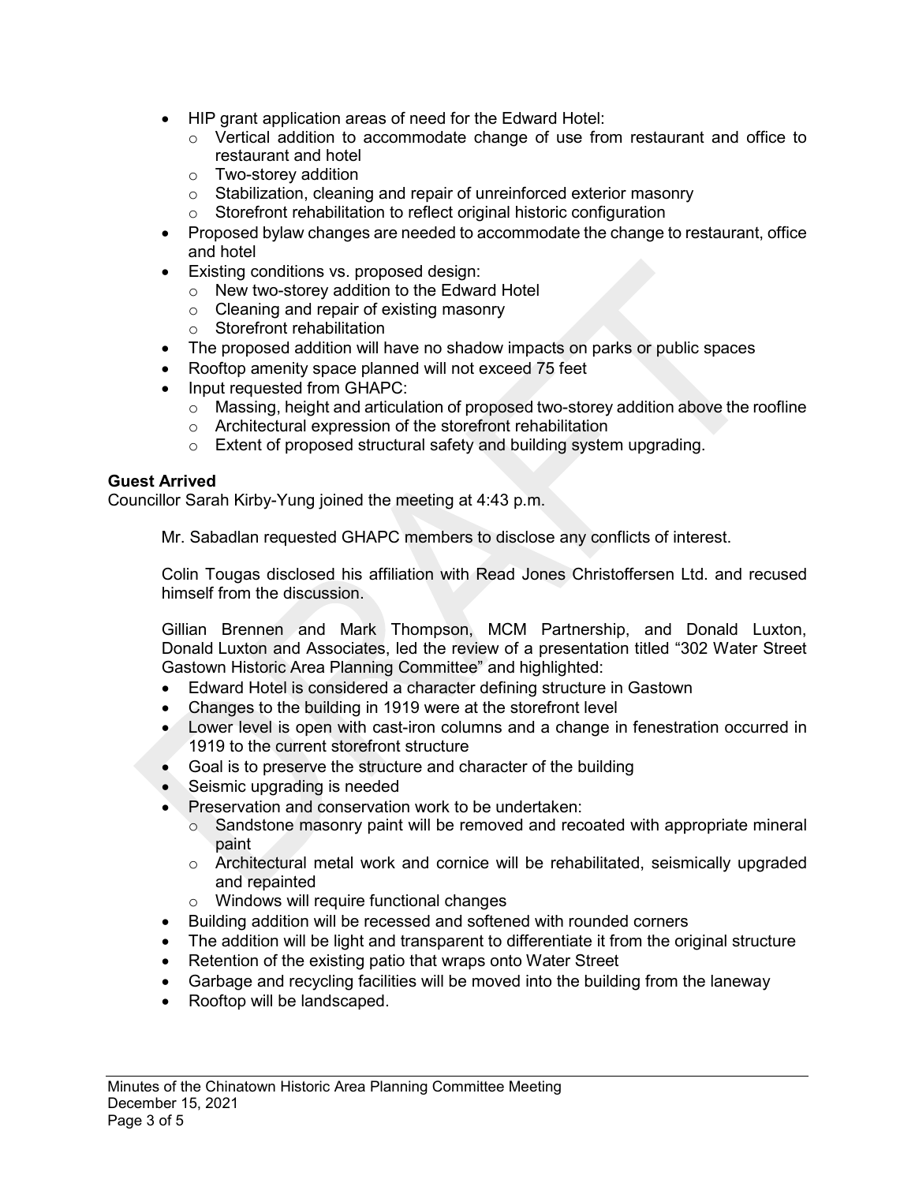- HIP grant application areas of need for the Edward Hotel:
  - Vertical addition to accommodate change of use from restaurant and office to restaurant and hotel
  - Two-storey addition
  - Stabilization, cleaning and repair of unreinforced exterior masonry
  - Storefront rehabilitation to reflect original historic configuration
- Proposed bylaw changes are needed to accommodate the change to restaurant, office and hotel
- Existing conditions vs. proposed design:
  - New two-storey addition to the Edward Hotel
  - Cleaning and repair of existing masonry
  - Storefront rehabilitation
- The proposed addition will have no shadow impacts on parks or public spaces
- Rooftop amenity space planned will not exceed 75 feet
- Input requested from GHAPC:
  - Massing, height and articulation of proposed two-storey addition above the roofline
  - Architectural expression of the storefront rehabilitation
  - Extent of proposed structural safety and building system upgrading.

**Guest Arrived**

Councillor Sarah Kirby-Yung joined the meeting at 4:43 p.m.

Mr. Sabadlan requested GHAPC members to disclose any conflicts of interest.

Colin Tougas disclosed his affiliation with Read Jones Christoffersen Ltd. and recused himself from the discussion.

Gillian Brennen and Mark Thompson, MCM Partnership, and Donald Luxton, Donald Luxton and Associates, led the review of a presentation titled "302 Water Street Gastown Historic Area Planning Committee" and highlighted:

- Edward Hotel is considered a character defining structure in Gastown
- Changes to the building in 1919 were at the storefront level
- Lower level is open with cast-iron columns and a change in fenestration occurred in 1919 to the current storefront structure
- Goal is to preserve the structure and character of the building
- Seismic upgrading is needed
- Preservation and conservation work to be undertaken:
  - Sandstone masonry paint will be removed and recoated with appropriate mineral paint
  - Architectural metal work and cornice will be rehabilitated, seismically upgraded and repainted
  - Windows will require functional changes
- Building addition will be recessed and softened with rounded corners
- The addition will be light and transparent to differentiate it from the original structure
- Retention of the existing patio that wraps onto Water Street
- Garbage and recycling facilities will be moved into the building from the laneway
- Rooftop will be landscaped.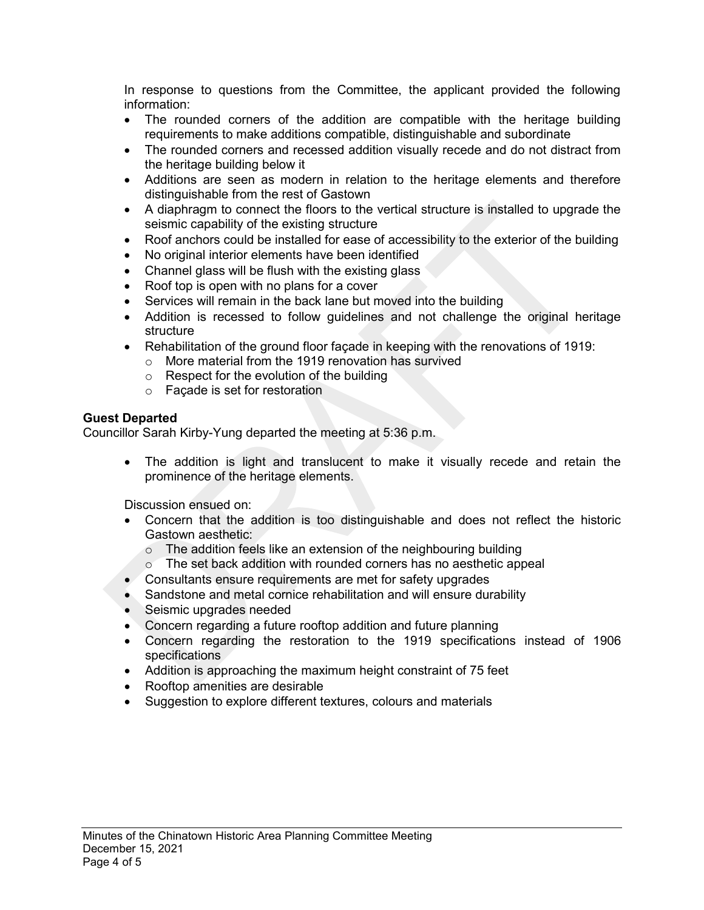In response to questions from the Committee, the applicant provided the following information:

- The rounded corners of the addition are compatible with the heritage building requirements to make additions compatible, distinguishable and subordinate
- The rounded corners and recessed addition visually recede and do not distract from the heritage building below it
- Additions are seen as modern in relation to the heritage elements and therefore distinguishable from the rest of Gastown
- A diaphragm to connect the floors to the vertical structure is installed to upgrade the seismic capability of the existing structure
- Roof anchors could be installed for ease of accessibility to the exterior of the building
- No original interior elements have been identified
- Channel glass will be flush with the existing glass
- Roof top is open with no plans for a cover
- Services will remain in the back lane but moved into the building
- Addition is recessed to follow guidelines and not challenge the original heritage structure
- Rehabilitation of the ground floor façade in keeping with the renovations of 1919:
  - More material from the 1919 renovation has survived
  - Respect for the evolution of the building
  - Façade is set for restoration

**Guest Departed**

Councillor Sarah Kirby-Yung departed the meeting at 5:36 p.m.

- The addition is light and translucent to make it visually recede and retain the prominence of the heritage elements.

Discussion ensued on:

- Concern that the addition is too distinguishable and does not reflect the historic Gastown aesthetic:
  - The addition feels like an extension of the neighbouring building
  - The set back addition with rounded corners has no aesthetic appeal
- Consultants ensure requirements are met for safety upgrades
- Sandstone and metal cornice rehabilitation and will ensure durability
- Seismic upgrades needed
- Concern regarding a future rooftop addition and future planning
- Concern regarding the restoration to the 1919 specifications instead of 1906 specifications
- Addition is approaching the maximum height constraint of 75 feet
- Rooftop amenities are desirable
- Suggestion to explore different textures, colours and materials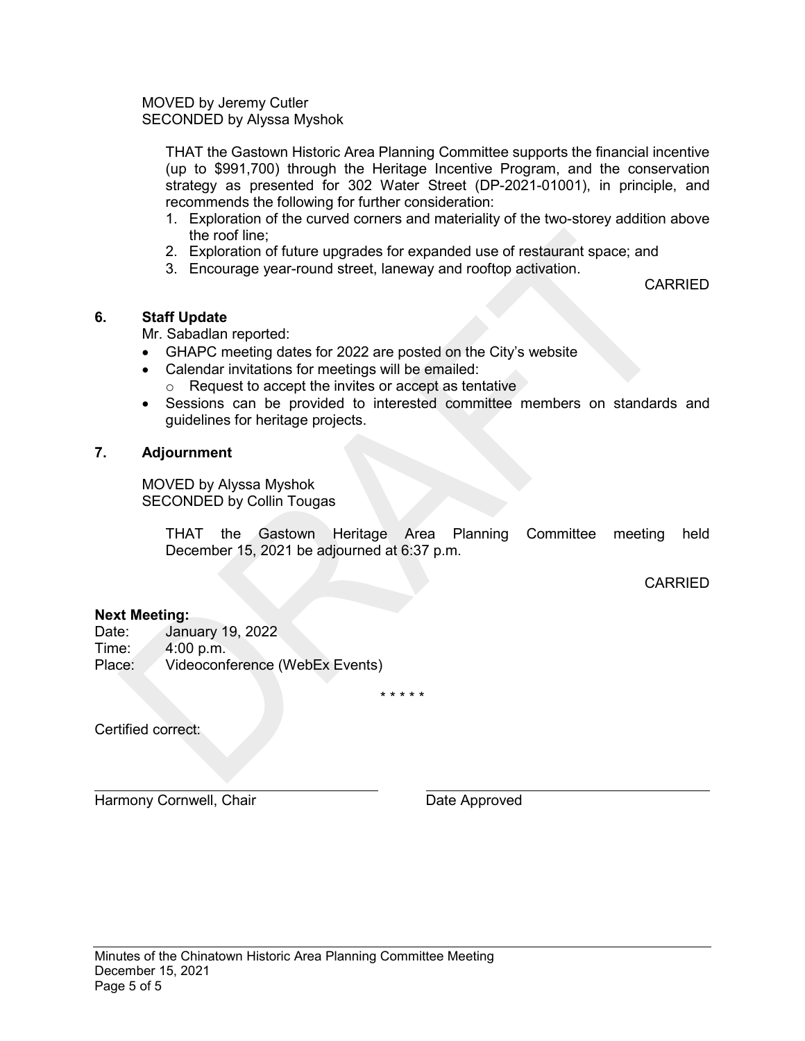MOVED by Jeremy Cutler
SECONDED by Alyssa Myshok

THAT the Gastown Historic Area Planning Committee supports the financial incentive (up to $991,700) through the Heritage Incentive Program, and the conservation strategy as presented for 302 Water Street (DP-2021-01001), in principle, and recommends the following for further consideration:

1. Exploration of the curved corners and materiality of the two-storey addition above the roof line;
2. Exploration of future upgrades for expanded use of restaurant space; and
3. Encourage year-round street, laneway and rooftop activation.

CARRIED

## 6. Staff Update

Mr. Sabadlan reported:

- GHAPC meeting dates for 2022 are posted on the City's website
- Calendar invitations for meetings will be emailed:
  - Request to accept the invites or accept as tentative
- Sessions can be provided to interested committee members on standards and guidelines for heritage projects.

## 7. Adjournment

MOVED by Alyssa Myshok
SECONDED by Collin Tougas

THAT the Gastown Heritage Area Planning Committee meeting held December 15, 2021 be adjourned at 6:37 p.m.

CARRIED

**Next Meeting:**

Date: January 19, 2022
Time: 4:00 p.m.
Place: Videoconference (WebEx Events)

* * * * *

Certified correct:

Harmony Cornwell, Chair

Date Approved